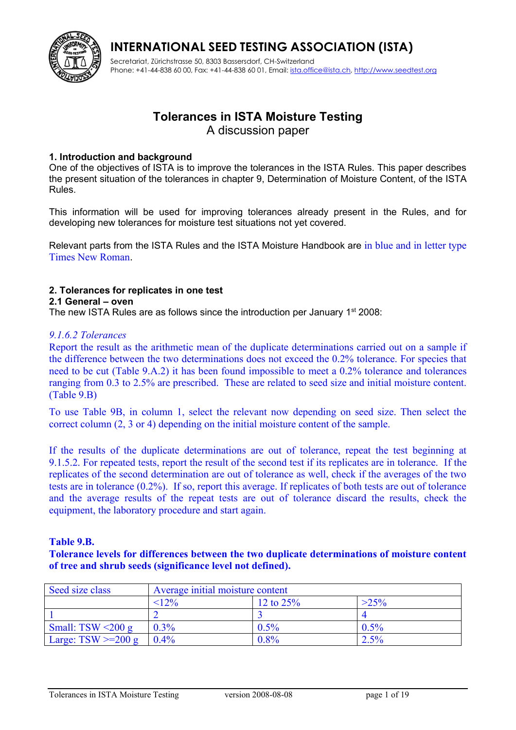# INTERNATIONAL SEED TESTING ASSOCIATION (ISTA)

Secretariat, Zürichstrasse 50, 8303 Bassersdorf, CH-Switzerland
Phone: +41-44-838 60 00, Fax: +41-44-838 60 01, Email: ista.office@ista.ch, http://www.seedtest.org

## Tolerances in ISTA Moisture Testing

A discussion paper

### 1. Introduction and background

One of the objectives of ISTA is to improve the tolerances in the ISTA Rules. This paper describes the present situation of the tolerances in chapter 9, Determination of Moisture Content, of the ISTA Rules.

This information will be used for improving tolerances already present in the Rules, and for developing new tolerances for moisture test situations not yet covered.

Relevant parts from the ISTA Rules and the ISTA Moisture Handbook are in blue and in letter type Times New Roman.

### 2. Tolerances for replicates in one test

#### 2.1 General – oven

The new ISTA Rules are as follows since the introduction per January 1st 2008:

*9.1.6.2 Tolerances*

Report the result as the arithmetic mean of the duplicate determinations carried out on a sample if the difference between the two determinations does not exceed the 0.2% tolerance. For species that need to be cut (Table 9.A.2) it has been found impossible to meet a 0.2% tolerance and tolerances ranging from 0.3 to 2.5% are prescribed. These are related to seed size and initial moisture content. (Table 9.B)

To use Table 9B, in column 1, select the relevant now depending on seed size. Then select the correct column (2, 3 or 4) depending on the initial moisture content of the sample.

If the results of the duplicate determinations are out of tolerance, repeat the test beginning at 9.1.5.2. For repeated tests, report the result of the second test if its replicates are in tolerance. If the replicates of the second determination are out of tolerance as well, check if the averages of the two tests are in tolerance (0.2%). If so, report this average. If replicates of both tests are out of tolerance and the average results of the repeat tests are out of tolerance discard the results, check the equipment, the laboratory procedure and start again.

**Table 9.B.**
**Tolerance levels for differences between the two duplicate determinations of moisture content of tree and shrub seeds (significance level not defined).**

| Seed size class | Average initial moisture content | | |
|---|---|---|---|
| | <12% | 12 to 25% | >25% |
| 1 | 2 | 3 | 4 |
| Small: TSW <200 g | 0.3% | 0.5% | 0.5% |
| Large: TSW >=200 g | 0.4% | 0.8% | 2.5% |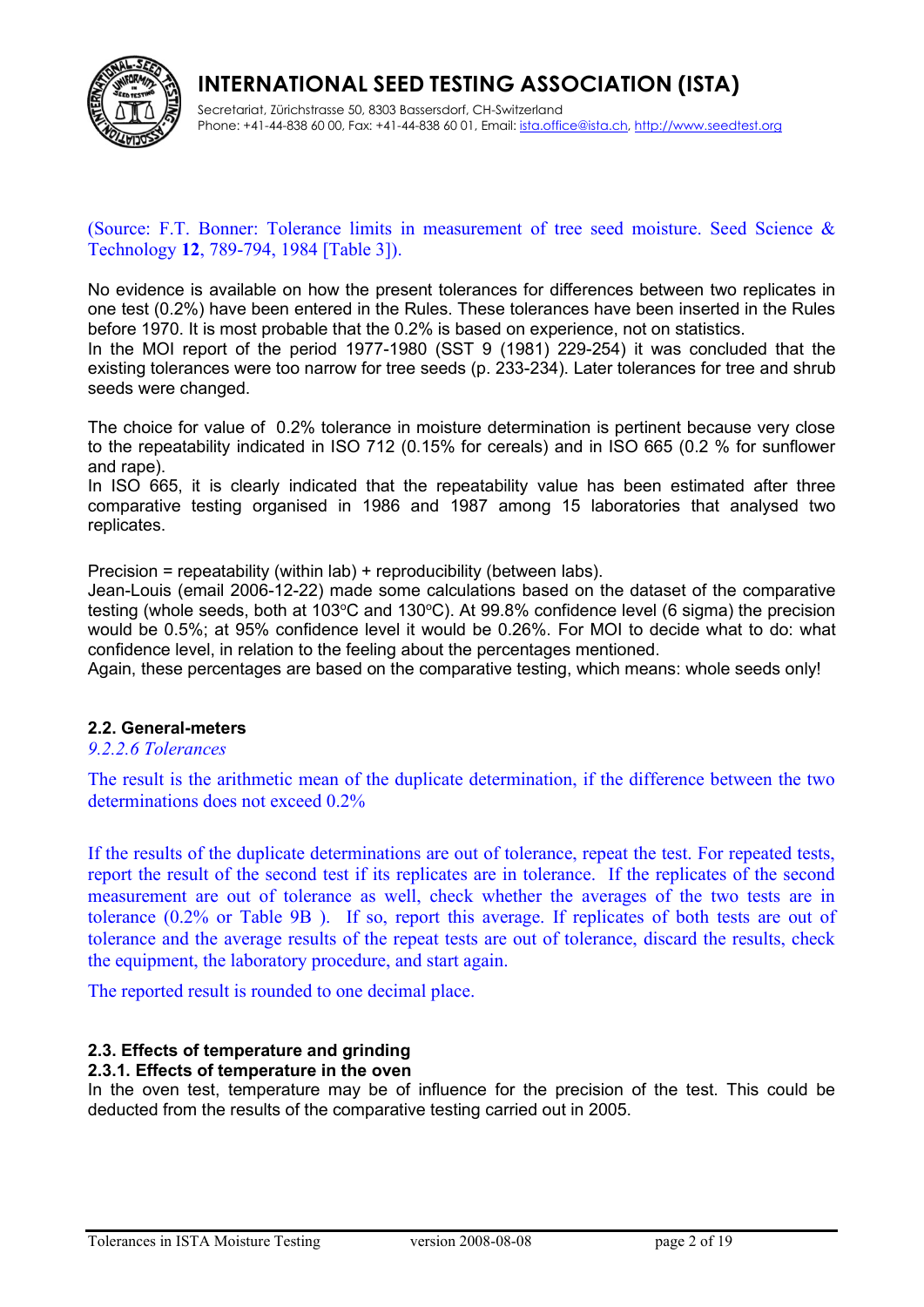(Source: F.T. Bonner: Tolerance limits in measurement of tree seed moisture. Seed Science & Technology **12**, 789-794, 1984 [Table 3]).

No evidence is available on how the present tolerances for differences between two replicates in one test (0.2%) have been entered in the Rules. These tolerances have been inserted in the Rules before 1970. It is most probable that the 0.2% is based on experience, not on statistics.
In the MOI report of the period 1977-1980 (SST 9 (1981) 229-254) it was concluded that the existing tolerances were too narrow for tree seeds (p. 233-234). Later tolerances for tree and shrub seeds were changed.

The choice for value of 0.2% tolerance in moisture determination is pertinent because very close to the repeatability indicated in ISO 712 (0.15% for cereals) and in ISO 665 (0.2 % for sunflower and rape).
In ISO 665, it is clearly indicated that the repeatability value has been estimated after three comparative testing organised in 1986 and 1987 among 15 laboratories that analysed two replicates.

Precision = repeatability (within lab) + reproducibility (between labs).
Jean-Louis (email 2006-12-22) made some calculations based on the dataset of the comparative testing (whole seeds, both at 103°C and 130°C). At 99.8% confidence level (6 sigma) the precision would be 0.5%; at 95% confidence level it would be 0.26%. For MOI to decide what to do: what confidence level, in relation to the feeling about the percentages mentioned.
Again, these percentages are based on the comparative testing, which means: whole seeds only!

### 2.2. General-meters

*9.2.2.6 Tolerances*

The result is the arithmetic mean of the duplicate determination, if the difference between the two determinations does not exceed 0.2%

If the results of the duplicate determinations are out of tolerance, repeat the test. For repeated tests, report the result of the second test if its replicates are in tolerance. If the replicates of the second measurement are out of tolerance as well, check whether the averages of the two tests are in tolerance (0.2% or Table 9B ). If so, report this average. If replicates of both tests are out of tolerance and the average results of the repeat tests are out of tolerance, discard the results, check the equipment, the laboratory procedure, and start again.

The reported result is rounded to one decimal place.

### 2.3. Effects of temperature and grinding

#### 2.3.1. Effects of temperature in the oven

In the oven test, temperature may be of influence for the precision of the test. This could be deducted from the results of the comparative testing carried out in 2005.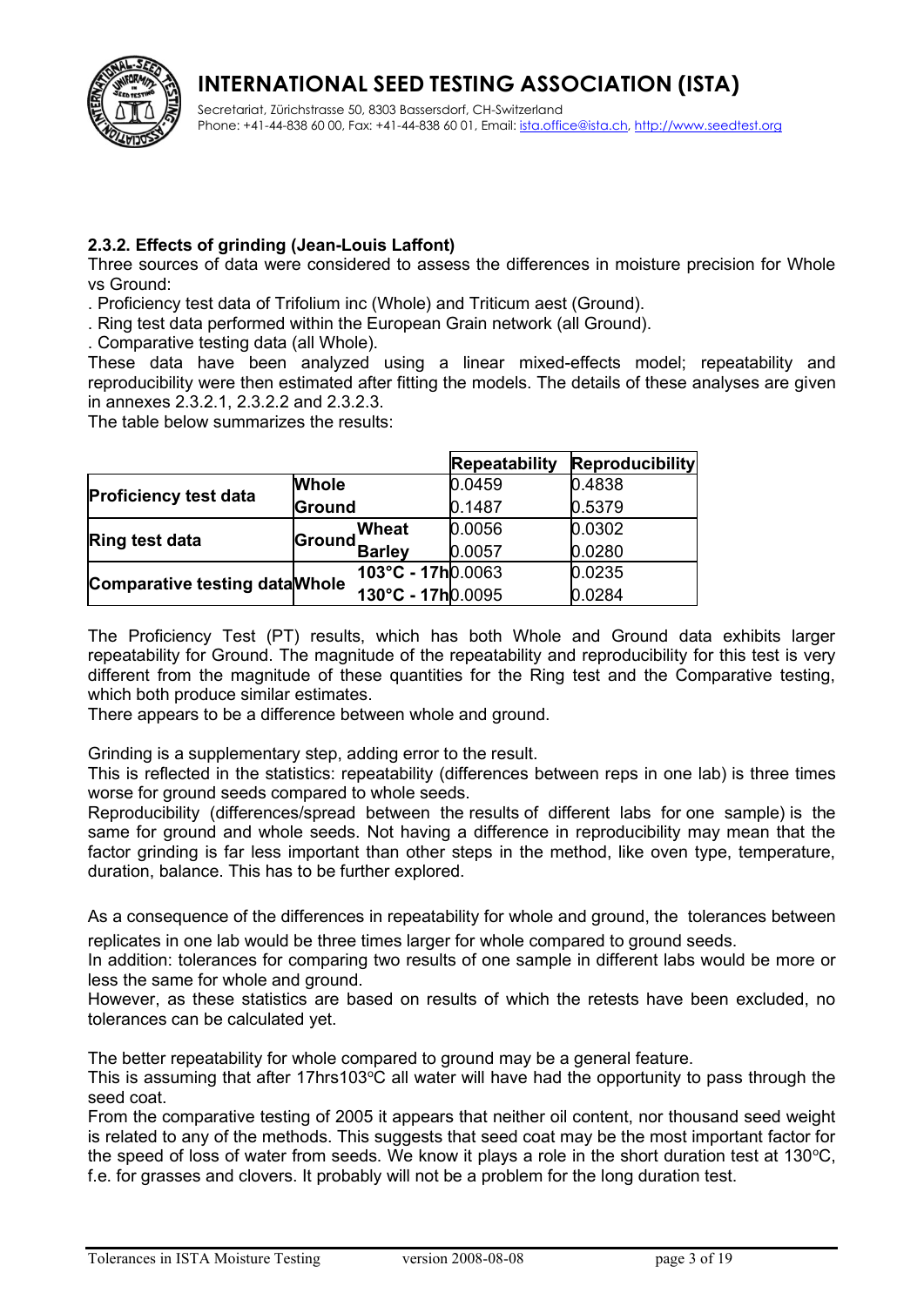### 2.3.2. Effects of grinding (Jean-Louis Laffont)

Three sources of data were considered to assess the differences in moisture precision for Whole vs Ground:

. Proficiency test data of Trifolium inc (Whole) and Triticum aest (Ground).
. Ring test data performed within the European Grain network (all Ground).
. Comparative testing data (all Whole).

These data have been analyzed using a linear mixed-effects model; repeatability and reproducibility were then estimated after fitting the models. The details of these analyses are given in annexes 2.3.2.1, 2.3.2.2 and 2.3.2.3.

The table below summarizes the results:

| | | | Repeatability | Reproducibility |
|---|---|---|---|---|
| **Proficiency test data** | **Whole** | | 0.0459 | 0.4838 |
| | **Ground** | | 0.1487 | 0.5379 |
| **Ring test data** | **Ground** | **Wheat** | 0.0056 | 0.0302 |
| | | **Barley** | 0.0057 | 0.0280 |
| **Comparative testing data** | **Whole** | **103°C - 17h** | 0.0063 | 0.0235 |
| | | **130°C - 17h** | 0.0095 | 0.0284 |

The Proficiency Test (PT) results, which has both Whole and Ground data exhibits larger repeatability for Ground. The magnitude of the repeatability and reproducibility for this test is very different from the magnitude of these quantities for the Ring test and the Comparative testing, which both produce similar estimates.

There appears to be a difference between whole and ground.

Grinding is a supplementary step, adding error to the result.

This is reflected in the statistics: repeatability (differences between reps in one lab) is three times worse for ground seeds compared to whole seeds.

Reproducibility (differences/spread between the results of different labs for one sample) is the same for ground and whole seeds. Not having a difference in reproducibility may mean that the factor grinding is far less important than other steps in the method, like oven type, temperature, duration, balance. This has to be further explored.

As a consequence of the differences in repeatability for whole and ground, the tolerances between replicates in one lab would be three times larger for whole compared to ground seeds.

In addition: tolerances for comparing two results of one sample in different labs would be more or less the same for whole and ground.

However, as these statistics are based on results of which the retests have been excluded, no tolerances can be calculated yet.

The better repeatability for whole compared to ground may be a general feature.

This is assuming that after 17hrs103°C all water will have had the opportunity to pass through the seed coat.

From the comparative testing of 2005 it appears that neither oil content, nor thousand seed weight is related to any of the methods. This suggests that seed coat may be the most important factor for the speed of loss of water from seeds. We know it plays a role in the short duration test at 130°C, f.e. for grasses and clovers. It probably will not be a problem for the long duration test.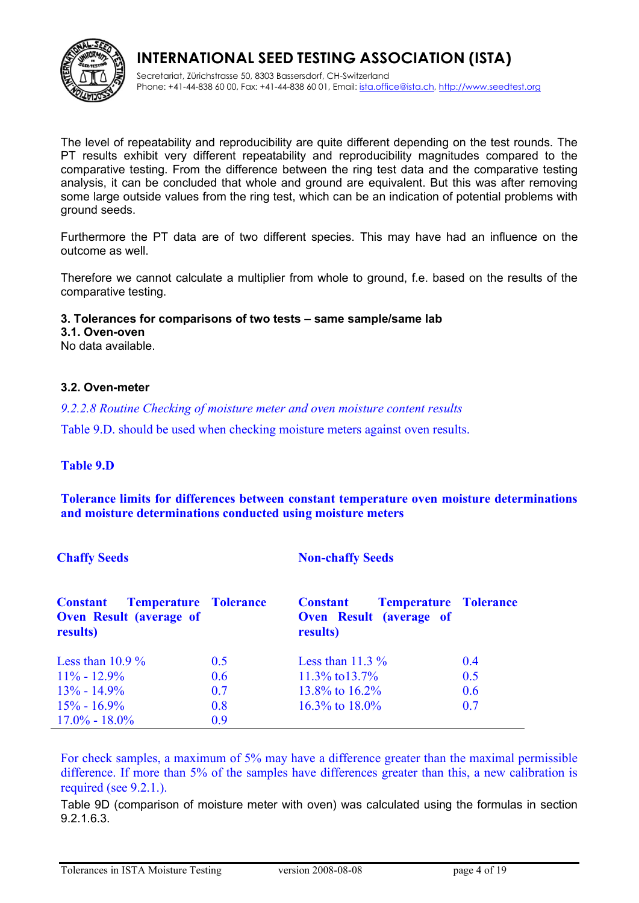The level of repeatability and reproducibility are quite different depending on the test rounds. The PT results exhibit very different repeatability and reproducibility magnitudes compared to the comparative testing. From the difference between the ring test data and the comparative testing analysis, it can be concluded that whole and ground are equivalent. But this was after removing some large outside values from the ring test, which can be an indication of potential problems with ground seeds.

Furthermore the PT data are of two different species. This may have had an influence on the outcome as well.

Therefore we cannot calculate a multiplier from whole to ground, f.e. based on the results of the comparative testing.

### 3. Tolerances for comparisons of two tests – same sample/same lab

#### 3.1. Oven-oven

No data available.

#### 3.2. Oven-meter

*9.2.2.8 Routine Checking of moisture meter and oven moisture content results*

Table 9.D. should be used when checking moisture meters against oven results.

**Table 9.D**

**Tolerance limits for differences between constant temperature oven moisture determinations and moisture determinations conducted using moisture meters**

| Chaffy Seeds | | Non-chaffy Seeds | |
|---|---|---|---|
| **Constant Temperature Oven Result (average of results)** | **Tolerance** | **Constant Temperature Oven Result (average of results)** | **Tolerance** |
| Less than 10.9 % | 0.5 | Less than 11.3 % | 0.4 |
| 11% - 12.9% | 0.6 | 11.3% to13.7% | 0.5 |
| 13% - 14.9% | 0.7 | 13.8% to 16.2% | 0.6 |
| 15% - 16.9% | 0.8 | 16.3% to 18.0% | 0.7 |
| 17.0% - 18.0% | 0.9 | | |

For check samples, a maximum of 5% may have a difference greater than the maximal permissible difference. If more than 5% of the samples have differences greater than this, a new calibration is required (see 9.2.1.).

Table 9D (comparison of moisture meter with oven) was calculated using the formulas in section 9.2.1.6.3.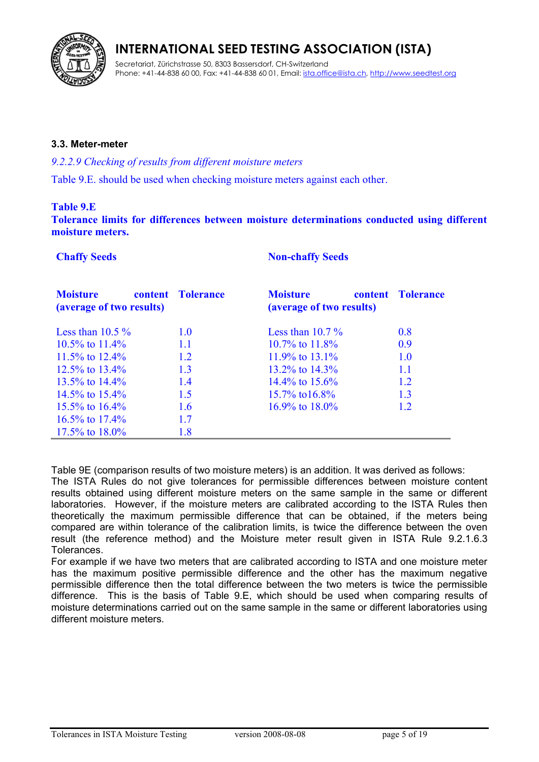### 3.3. Meter-meter

*9.2.2.9 Checking of results from different moisture meters*

Table 9.E. should be used when checking moisture meters against each other.

**Table 9.E**
**Tolerance limits for differences between moisture determinations conducted using different moisture meters.**

| **Chaffy Seeds** | | **Non-chaffy Seeds** | |
|---|---|---|---|
| **Moisture content (average of two results)** | **Tolerance** | **Moisture content (average of two results)** | **Tolerance** |
| Less than 10.5 % | 1.0 | Less than 10.7 % | 0.8 |
| 10.5% to 11.4% | 1.1 | 10.7% to 11.8% | 0.9 |
| 11.5% to 12.4% | 1.2 | 11.9% to 13.1% | 1.0 |
| 12.5% to 13.4% | 1.3 | 13.2% to 14.3% | 1.1 |
| 13.5% to 14.4% | 1.4 | 14.4% to 15.6% | 1.2 |
| 14.5% to 15.4% | 1.5 | 15.7% to16.8% | 1.3 |
| 15.5% to 16.4% | 1.6 | 16.9% to 18.0% | 1.2 |
| 16.5% to 17.4% | 1.7 | | |
| 17.5% to 18.0% | 1.8 | | |

Table 9E (comparison results of two moisture meters) is an addition. It was derived as follows:
The ISTA Rules do not give tolerances for permissible differences between moisture content results obtained using different moisture meters on the same sample in the same or different laboratories. However, if the moisture meters are calibrated according to the ISTA Rules then theoretically the maximum permissible difference that can be obtained, if the meters being compared are within tolerance of the calibration limits, is twice the difference between the oven result (the reference method) and the Moisture meter result given in ISTA Rule 9.2.1.6.3 Tolerances.
For example if we have two meters that are calibrated according to ISTA and one moisture meter has the maximum positive permissible difference and the other has the maximum negative permissible difference then the total difference between the two meters is twice the permissible difference. This is the basis of Table 9.E, which should be used when comparing results of moisture determinations carried out on the same sample in the same or different laboratories using different moisture meters.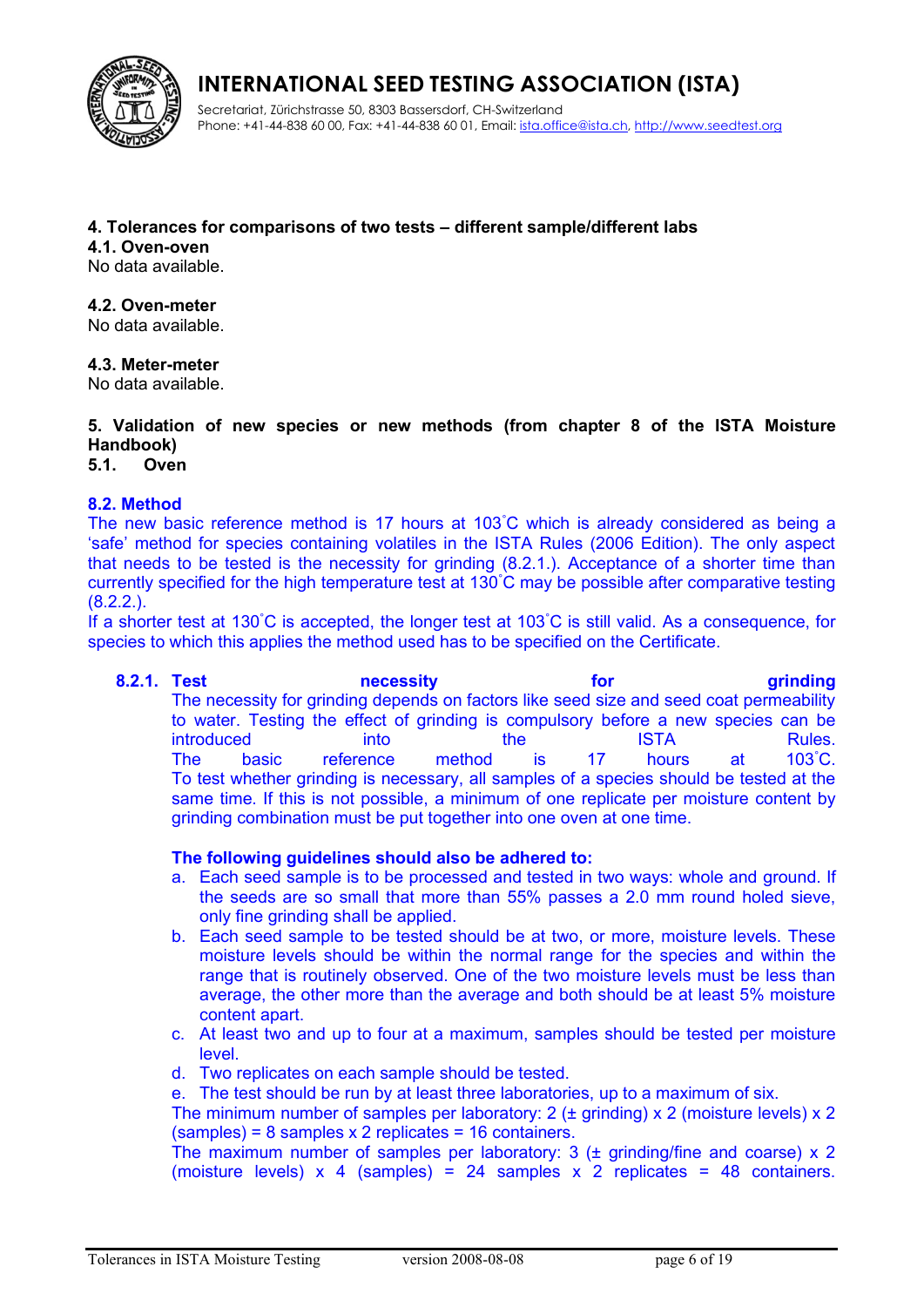## 4. Tolerances for comparisons of two tests – different sample/different labs

### 4.1. Oven-oven

No data available.

### 4.2. Oven-meter

No data available.

### 4.3. Meter-meter

No data available.

## 5. Validation of new species or new methods (from chapter 8 of the ISTA Moisture Handbook)

### 5.1. Oven

### 8.2. Method

The new basic reference method is 17 hours at 103˚C which is already considered as being a 'safe' method for species containing volatiles in the ISTA Rules (2006 Edition). The only aspect that needs to be tested is the necessity for grinding (8.2.1.). Acceptance of a shorter time than currently specified for the high temperature test at 130˚C may be possible after comparative testing (8.2.2.).

If a shorter test at 130˚C is accepted, the longer test at 103˚C is still valid. As a consequence, for species to which this applies the method used has to be specified on the Certificate.

#### 8.2.1. Test necessity for grinding

The necessity for grinding depends on factors like seed size and seed coat permeability to water. Testing the effect of grinding is compulsory before a new species can be introduced into the ISTA Rules.

The basic reference method is 17 hours at 103˚C.

To test whether grinding is necessary, all samples of a species should be tested at the same time. If this is not possible, a minimum of one replicate per moisture content by grinding combination must be put together into one oven at one time.

**The following guidelines should also be adhered to:**

a. Each seed sample is to be processed and tested in two ways: whole and ground. If the seeds are so small that more than 55% passes a 2.0 mm round holed sieve, only fine grinding shall be applied.
b. Each seed sample to be tested should be at two, or more, moisture levels. These moisture levels should be within the normal range for the species and within the range that is routinely observed. One of the two moisture levels must be less than average, the other more than the average and both should be at least 5% moisture content apart.
c. At least two and up to four at a maximum, samples should be tested per moisture level.
d. Two replicates on each sample should be tested.
e. The test should be run by at least three laboratories, up to a maximum of six.

The minimum number of samples per laboratory: 2 (± grinding) x 2 (moisture levels) x 2 (samples) = 8 samples x 2 replicates = 16 containers.

The maximum number of samples per laboratory: 3 (± grinding/fine and coarse) x 2 (moisture levels) x 4 (samples) = 24 samples x 2 replicates = 48 containers.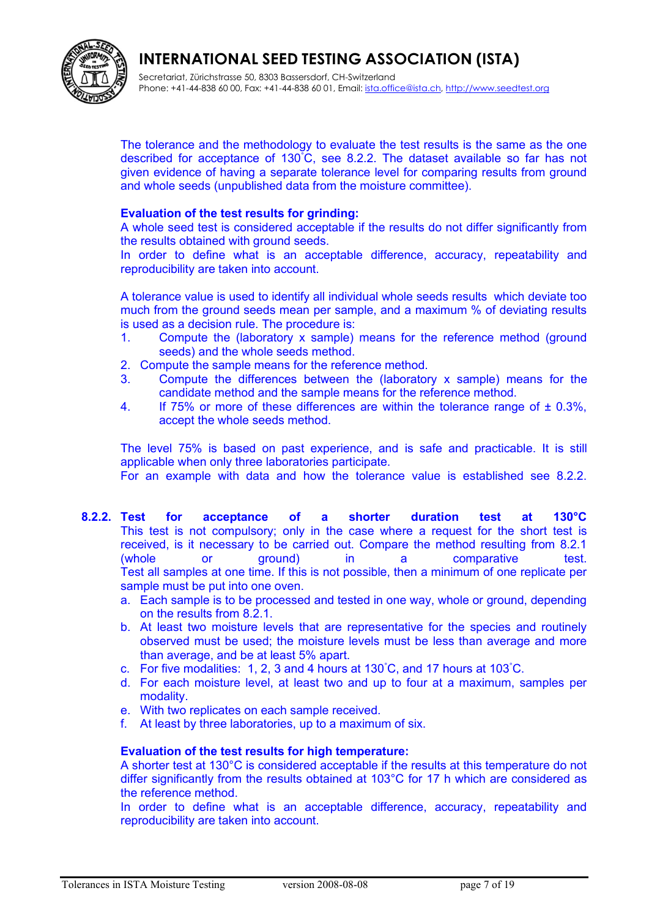The tolerance and the methodology to evaluate the test results is the same as the one described for acceptance of 130˚C, see 8.2.2. The dataset available so far has not given evidence of having a separate tolerance level for comparing results from ground and whole seeds (unpublished data from the moisture committee).

**Evaluation of the test results for grinding:**
A whole seed test is considered acceptable if the results do not differ significantly from the results obtained with ground seeds.
In order to define what is an acceptable difference, accuracy, repeatability and reproducibility are taken into account.

A tolerance value is used to identify all individual whole seeds results which deviate too much from the ground seeds mean per sample, and a maximum % of deviating results is used as a decision rule. The procedure is:

1. Compute the (laboratory x sample) means for the reference method (ground seeds) and the whole seeds method.
2. Compute the sample means for the reference method.
3. Compute the differences between the (laboratory x sample) means for the candidate method and the sample means for the reference method.
4. If 75% or more of these differences are within the tolerance range of ± 0.3%, accept the whole seeds method.

The level 75% is based on past experience, and is safe and practicable. It is still applicable when only three laboratories participate.
For an example with data and how the tolerance value is established see 8.2.2.

### 8.2.2. Test for acceptance of a shorter duration test at 130°C

This test is not compulsory; only in the case where a request for the short test is received, is it necessary to be carried out. Compare the method resulting from 8.2.1 (whole or ground) in a comparative test.
Test all samples at one time. If this is not possible, then a minimum of one replicate per sample must be put into one oven.

a. Each sample is to be processed and tested in one way, whole or ground, depending on the results from 8.2.1.
b. At least two moisture levels that are representative for the species and routinely observed must be used; the moisture levels must be less than average and more than average, and be at least 5% apart.
c. For five modalities: 1, 2, 3 and 4 hours at 130˚C, and 17 hours at 103˚C.
d. For each moisture level, at least two and up to four at a maximum, samples per modality.
e. With two replicates on each sample received.
f. At least by three laboratories, up to a maximum of six.

**Evaluation of the test results for high temperature:**
A shorter test at 130°C is considered acceptable if the results at this temperature do not differ significantly from the results obtained at 103°C for 17 h which are considered as the reference method.
In order to define what is an acceptable difference, accuracy, repeatability and reproducibility are taken into account.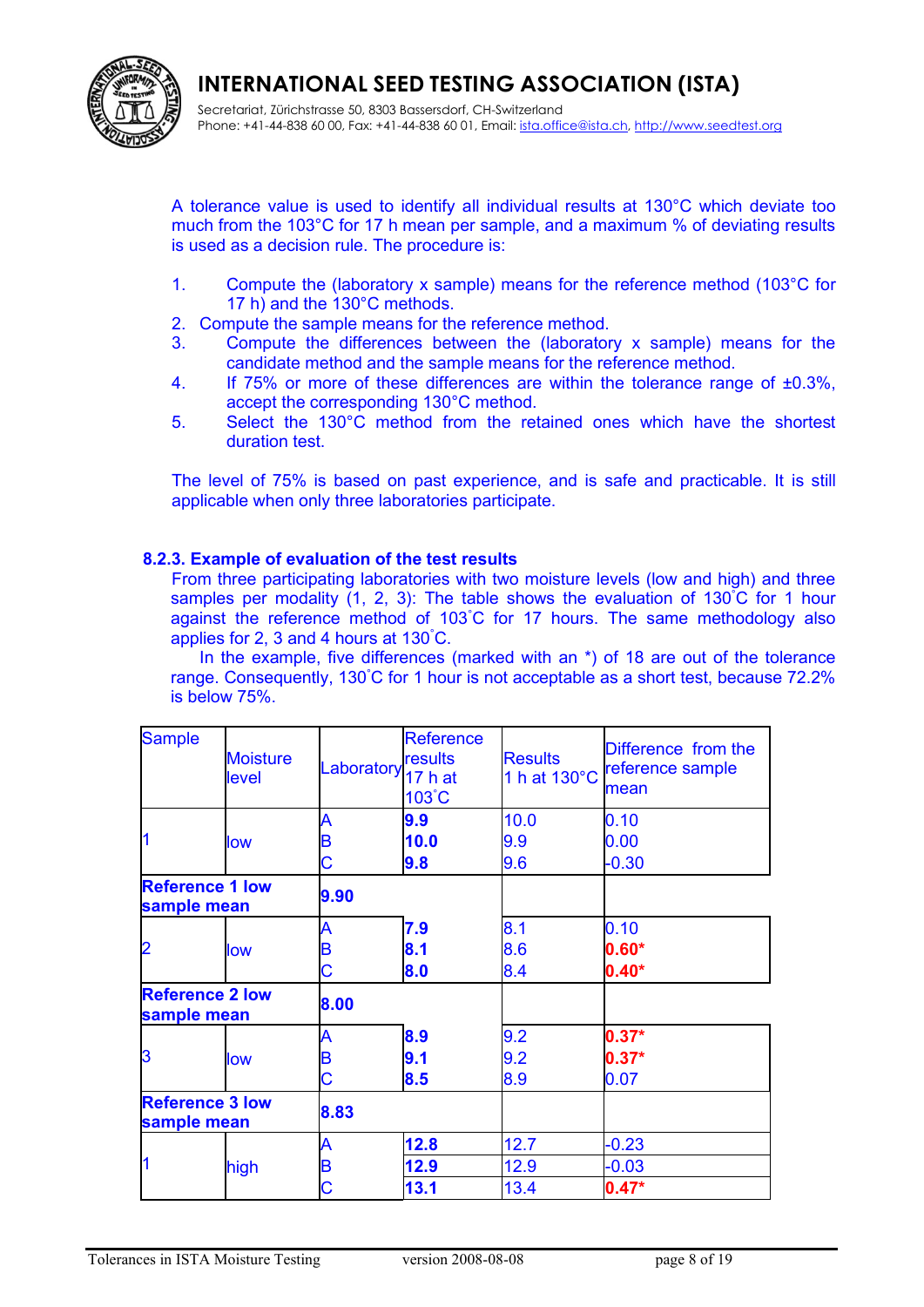A tolerance value is used to identify all individual results at 130°C which deviate too much from the 103°C for 17 h mean per sample, and a maximum % of deviating results is used as a decision rule. The procedure is:

1. Compute the (laboratory x sample) means for the reference method (103°C for 17 h) and the 130°C methods.
2. Compute the sample means for the reference method.
3. Compute the differences between the (laboratory x sample) means for the candidate method and the sample means for the reference method.
4. If 75% or more of these differences are within the tolerance range of ±0.3%, accept the corresponding 130°C method.
5. Select the 130°C method from the retained ones which have the shortest duration test.

The level of 75% is based on past experience, and is safe and practicable. It is still applicable when only three laboratories participate.

### 8.2.3. Example of evaluation of the test results

From three participating laboratories with two moisture levels (low and high) and three samples per modality (1, 2, 3): The table shows the evaluation of 130˚C for 1 hour against the reference method of 103˚C for 17 hours. The same methodology also applies for 2, 3 and 4 hours at 130˚C.

In the example, five differences (marked with an *) of 18 are out of the tolerance range. Consequently, 130˚C for 1 hour is not acceptable as a short test, because 72.2% is below 75%.

| Sample | Moisture level | Laboratory | Reference results 17 h at 103˚C | Results 1 h at 130°C | Difference from the reference sample mean |
|---|---|---|---|---|---|
| 1 | low | A | **9.9** | 10.0 | 0.10 |
| | | B | **10.0** | 9.9 | 0.00 |
| | | C | **9.8** | 9.6 | -0.30 |
| **Reference 1 low sample mean** | | **9.90** | | | |
| 2 | low | A | **7.9** | 8.1 | 0.10 |
| | | B | **8.1** | 8.6 | **0.60*** |
| | | C | **8.0** | 8.4 | **0.40*** |
| **Reference 2 low sample mean** | | **8.00** | | | |
| 3 | low | A | **8.9** | 9.2 | **0.37*** |
| | | B | **9.1** | 9.2 | **0.37*** |
| | | C | **8.5** | 8.9 | 0.07 |
| **Reference 3 low sample mean** | | **8.83** | | | |
| 1 | high | A | **12.8** | 12.7 | -0.23 |
| | | B | **12.9** | 12.9 | -0.03 |
| | | C | **13.1** | 13.4 | **0.47*** |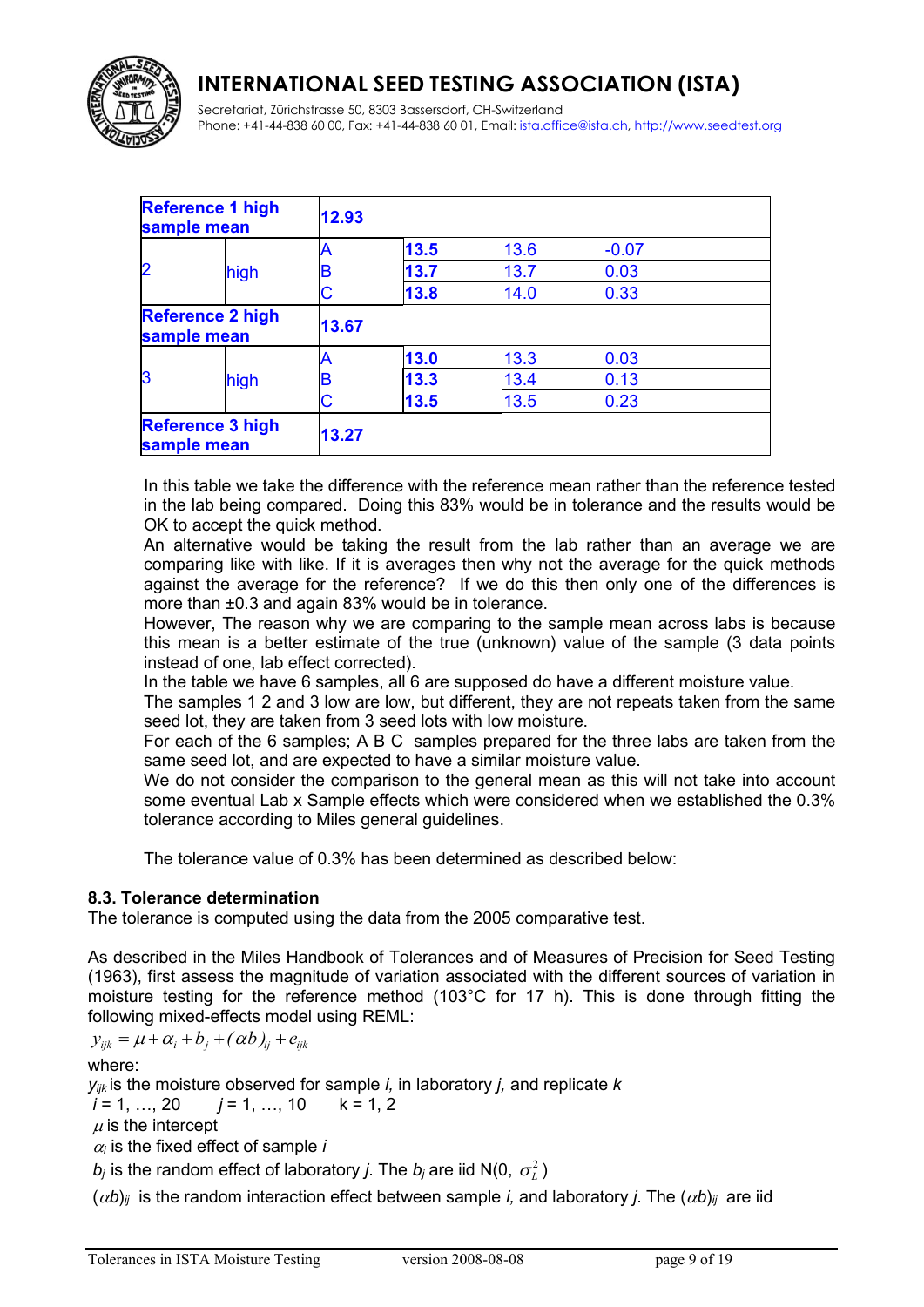| Reference 1 high sample mean | | 12.93 | | | |
|---|---|---|---|---|---|
| 2 | high | A | 13.5 | 13.6 | -0.07 |
| | | B | 13.7 | 13.7 | 0.03 |
| | | C | 13.8 | 14.0 | 0.33 |
| Reference 2 high sample mean | | 13.67 | | | |
| 3 | high | A | 13.0 | 13.3 | 0.03 |
| | | B | 13.3 | 13.4 | 0.13 |
| | | C | 13.5 | 13.5 | 0.23 |
| Reference 3 high sample mean | | 13.27 | | | |

In this table we take the difference with the reference mean rather than the reference tested in the lab being compared. Doing this 83% would be in tolerance and the results would be OK to accept the quick method.

An alternative would be taking the result from the lab rather than an average we are comparing like with like. If it is averages then why not the average for the quick methods against the average for the reference? If we do this then only one of the differences is more than ±0.3 and again 83% would be in tolerance.

However, The reason why we are comparing to the sample mean across labs is because this mean is a better estimate of the true (unknown) value of the sample (3 data points instead of one, lab effect corrected).

In the table we have 6 samples, all 6 are supposed do have a different moisture value.

The samples 1 2 and 3 low are low, but different, they are not repeats taken from the same seed lot, they are taken from 3 seed lots with low moisture.

For each of the 6 samples; A B C samples prepared for the three labs are taken from the same seed lot, and are expected to have a similar moisture value.

We do not consider the comparison to the general mean as this will not take into account some eventual Lab x Sample effects which were considered when we established the 0.3% tolerance according to Miles general guidelines.

The tolerance value of 0.3% has been determined as described below:

### 8.3. Tolerance determination

The tolerance is computed using the data from the 2005 comparative test.

As described in the Miles Handbook of Tolerances and of Measures of Precision for Seed Testing (1963), first assess the magnitude of variation associated with the different sources of variation in moisture testing for the reference method (103°C for 17 h). This is done through fitting the following mixed-effects model using REML:

$$y_{ijk} = \mu + \alpha_i + b_j + (\alpha b)_{ij} + e_{ijk}$$

where:

$y_{ijk}$ is the moisture observed for sample *i,* in laboratory *j,* and replicate *k*

$i = 1, \ldots, 20$ $\quad j = 1, \ldots, 10$ $\quad k = 1, 2$

$\mu$ is the intercept

$\alpha_i$ is the fixed effect of sample *i*

$b_j$ is the random effect of laboratory *j*. The $b_j$ are iid $N(0, \sigma_L^2)$

$(\alpha b)_{ij}$ is the random interaction effect between sample *i,* and laboratory *j*. The $(\alpha b)_{ij}$ are iid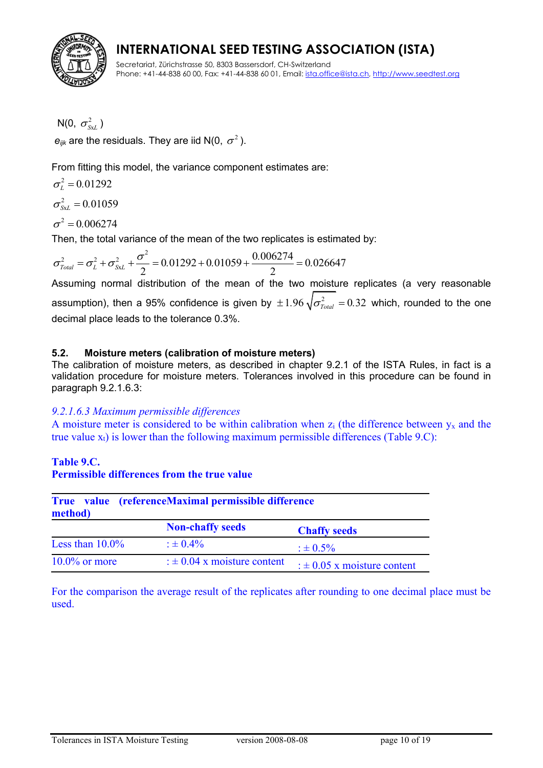N(0, $\sigma^2_{SxL}$ )

$e_{ijk}$ are the residuals. They are iid N(0, $\sigma^2$ ).

From fitting this model, the variance component estimates are:

$\sigma^2_L = 0.01292$

$\sigma^2_{SxL} = 0.01059$

$\sigma^2 = 0.006274$

Then, the total variance of the mean of the two replicates is estimated by:

$$\sigma^2_{Total} = \sigma^2_L + \sigma^2_{SxL} + \frac{\sigma^2}{2} = 0.01292 + 0.01059 + \frac{0.006274}{2} = 0.026647$$

Assuming normal distribution of the mean of the two moisture replicates (a very reasonable assumption), then a 95% confidence is given by $\pm 1.96\sqrt{\sigma^2_{Total}} = 0.32$ which, rounded to the one decimal place leads to the tolerance 0.3%.

### 5.2. Moisture meters (calibration of moisture meters)

The calibration of moisture meters, as described in chapter 9.2.1 of the ISTA Rules, in fact is a validation procedure for moisture meters. Tolerances involved in this procedure can be found in paragraph 9.2.1.6.3:

*9.2.1.6.3 Maximum permissible differences*

A moisture meter is considered to be within calibration when $z_i$ (the difference between $y_x$ and the true value $x_t$) is lower than the following maximum permissible differences (Table 9.C):

**Table 9.C.**
**Permissible differences from the true value**

| True value (reference method) | Maximal permissible difference | |
|---|---|---|
| | **Non-chaffy seeds** | **Chaffy seeds** |
| Less than 10.0% | : ± 0.4% | : ± 0.5% |
| 10.0% or more | : ± 0.04 x moisture content | : ± 0.05 x moisture content |

For the comparison the average result of the replicates after rounding to one decimal place must be used.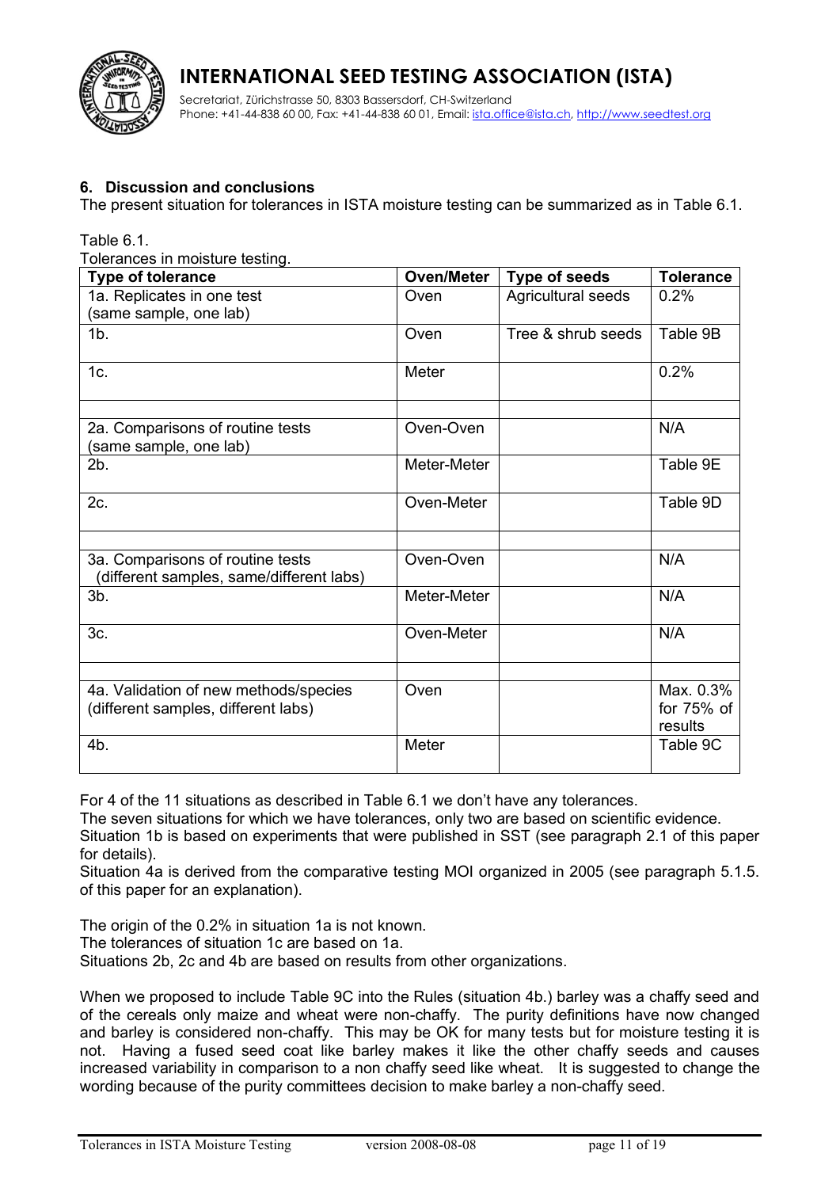## 6. Discussion and conclusions

The present situation for tolerances in ISTA moisture testing can be summarized as in Table 6.1.

Table 6.1.
Tolerances in moisture testing.

| Type of tolerance | Oven/Meter | Type of seeds | Tolerance |
|---|---|---|---|
| 1a. Replicates in one test (same sample, one lab) | Oven | Agricultural seeds | 0.2% |
| 1b. | Oven | Tree & shrub seeds | Table 9B |
| 1c. | Meter | | 0.2% |
| | | | |
| 2a. Comparisons of routine tests (same sample, one lab) | Oven-Oven | | N/A |
| 2b. | Meter-Meter | | Table 9E |
| 2c. | Oven-Meter | | Table 9D |
| | | | |
| 3a. Comparisons of routine tests (different samples, same/different labs) | Oven-Oven | | N/A |
| 3b. | Meter-Meter | | N/A |
| 3c. | Oven-Meter | | N/A |
| | | | |
| 4a. Validation of new methods/species (different samples, different labs) | Oven | | Max. 0.3% for 75% of results |
| 4b. | Meter | | Table 9C |

For 4 of the 11 situations as described in Table 6.1 we don't have any tolerances.
The seven situations for which we have tolerances, only two are based on scientific evidence.
Situation 1b is based on experiments that were published in SST (see paragraph 2.1 of this paper for details).
Situation 4a is derived from the comparative testing MOI organized in 2005 (see paragraph 5.1.5. of this paper for an explanation).

The origin of the 0.2% in situation 1a is not known.
The tolerances of situation 1c are based on 1a.
Situations 2b, 2c and 4b are based on results from other organizations.

When we proposed to include Table 9C into the Rules (situation 4b.) barley was a chaffy seed and of the cereals only maize and wheat were non-chaffy. The purity definitions have now changed and barley is considered non-chaffy. This may be OK for many tests but for moisture testing it is not. Having a fused seed coat like barley makes it like the other chaffy seeds and causes increased variability in comparison to a non chaffy seed like wheat. It is suggested to change the wording because of the purity committees decision to make barley a non-chaffy seed.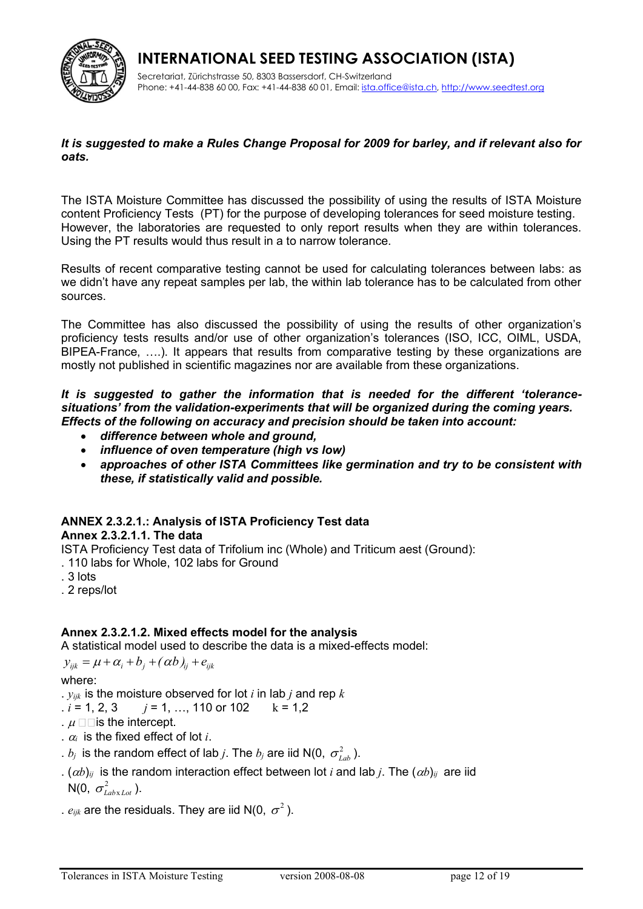*It is suggested to make a Rules Change Proposal for 2009 for barley, and if relevant also for oats.*

The ISTA Moisture Committee has discussed the possibility of using the results of ISTA Moisture content Proficiency Tests (PT) for the purpose of developing tolerances for seed moisture testing. However, the laboratories are requested to only report results when they are within tolerances. Using the PT results would thus result in a to narrow tolerance.

Results of recent comparative testing cannot be used for calculating tolerances between labs: as we didn't have any repeat samples per lab, the within lab tolerance has to be calculated from other sources.

The Committee has also discussed the possibility of using the results of other organization's proficiency tests results and/or use of other organization's tolerances (ISO, ICC, OIML, USDA, BIPEA-France, ….). It appears that results from comparative testing by these organizations are mostly not published in scientific magazines nor are available from these organizations.

***It is suggested to gather the information that is needed for the different 'tolerance-situations' from the validation-experiments that will be organized during the coming years. Effects of the following on accuracy and precision should be taken into account:***

- ***difference between whole and ground,***
- ***influence of oven temperature (high vs low)***
- ***approaches of other ISTA Committees like germination and try to be consistent with these, if statistically valid and possible.***

**ANNEX 2.3.2.1.: Analysis of ISTA Proficiency Test data**

**Annex 2.3.2.1.1. The data**

ISTA Proficiency Test data of Trifolium inc (Whole) and Triticum aest (Ground):

. 110 labs for Whole, 102 labs for Ground

. 3 lots

. 2 reps/lot

**Annex 2.3.2.1.2. Mixed effects model for the analysis**

A statistical model used to describe the data is a mixed-effects model:

$$y_{ijk} = \mu + \alpha_i + b_j + (\alpha b)_{ij} + e_{ijk}$$

where:

. $y_{ijk}$ is the moisture observed for lot $i$ in lab $j$ and rep $k$

. $i$ = 1, 2, 3 $j$ = 1, …, 110 or 102 k = 1,2

. $\mu$ is the intercept.

. $\alpha_i$ is the fixed effect of lot $i$.

. $b_j$ is the random effect of lab $j$. The $b_j$ are iid N(0, $\sigma^2_{Lab}$).

. $(\alpha b)_{ij}$ is the random interaction effect between lot $i$ and lab $j$. The $(\alpha b)_{ij}$ are iid N(0, $\sigma^2_{Lab \times Lot}$).

. $e_{ijk}$ are the residuals. They are iid N(0, $\sigma^2$).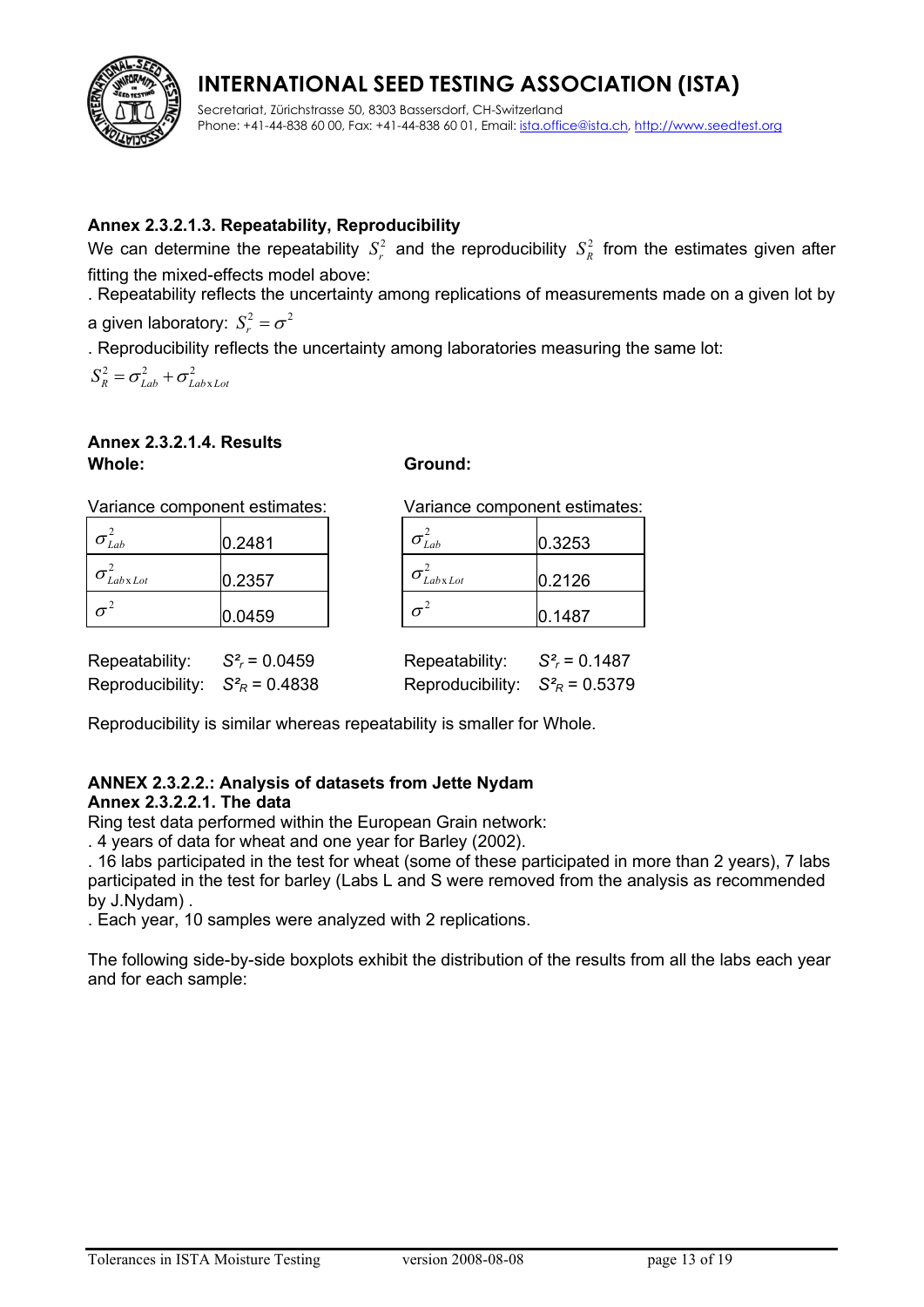### Annex 2.3.2.1.3. Repeatability, Reproducibility

We can determine the repeatability $S_r^2$ and the reproducibility $S_R^2$ from the estimates given after fitting the mixed-effects model above:

. Repeatability reflects the uncertainty among replications of measurements made on a given lot by a given laboratory: $S_r^2 = \sigma^2$

. Reproducibility reflects the uncertainty among laboratories measuring the same lot:

$S_R^2 = \sigma_{Lab}^2 + \sigma_{Lab \times Lot}^2$

### Annex 2.3.2.1.4. Results

**Whole:**

Variance component estimates:

| | |
|---|---|
| $\sigma_{Lab}^2$ | 0.2481 |
| $\sigma_{Lab \times Lot}^2$ | 0.2357 |
| $\sigma^2$ | 0.0459 |

Repeatability: $S_r^2 = 0.0459$

Reproducibility: $S_R^2 = 0.4838$

**Ground:**

Variance component estimates:

| | |
|---|---|
| $\sigma_{Lab}^2$ | 0.3253 |
| $\sigma_{Lab \times Lot}^2$ | 0.2126 |
| $\sigma^2$ | 0.1487 |

Repeatability: $S_r^2 = 0.1487$

Reproducibility: $S_R^2 = 0.5379$

Reproducibility is similar whereas repeatability is smaller for Whole.

### ANNEX 2.3.2.2.: Analysis of datasets from Jette Nydam

### Annex 2.3.2.2.1. The data

Ring test data performed within the European Grain network:

. 4 years of data for wheat and one year for Barley (2002).

. 16 labs participated in the test for wheat (some of these participated in more than 2 years), 7 labs participated in the test for barley (Labs L and S were removed from the analysis as recommended by J.Nydam) .

. Each year, 10 samples were analyzed with 2 replications.

The following side-by-side boxplots exhibit the distribution of the results from all the labs each year and for each sample: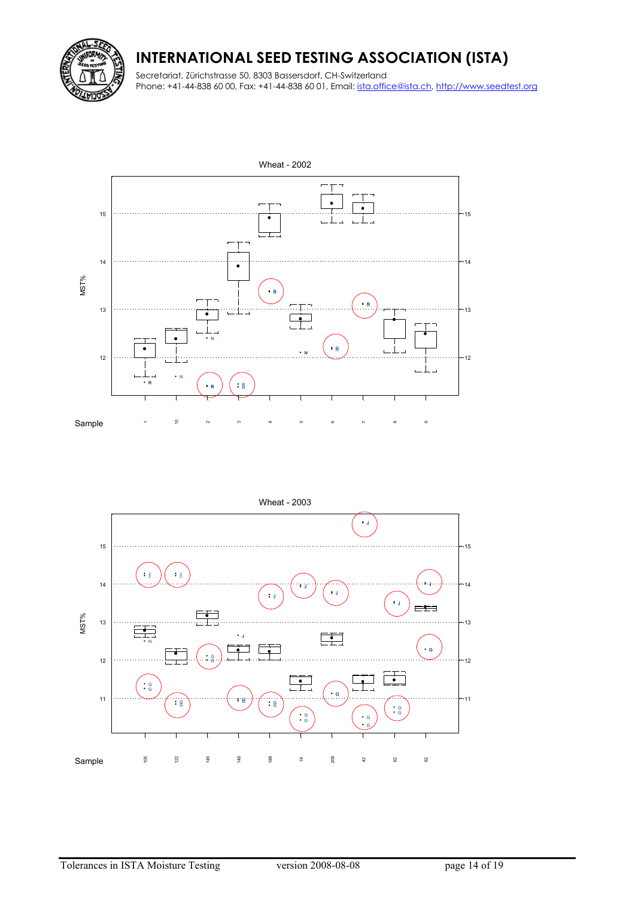Wheat - 2002

MST%

Sample

1 10 2 3 4 5 6 7 8 9

Wheat - 2003

MST%

Sample

105 122 146 148 188 19 209 42 62 82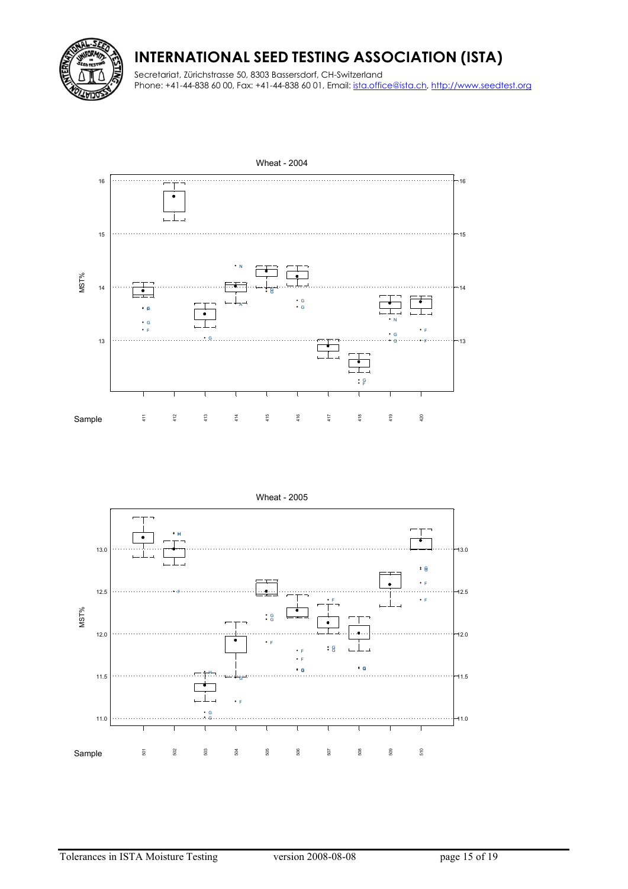Wheat - 2004

MST%

Sample 411 412 413 414 415 416 417 418 419 420

Wheat - 2005

MST%

Sample 501 502 503 504 505 506 507 508 509 510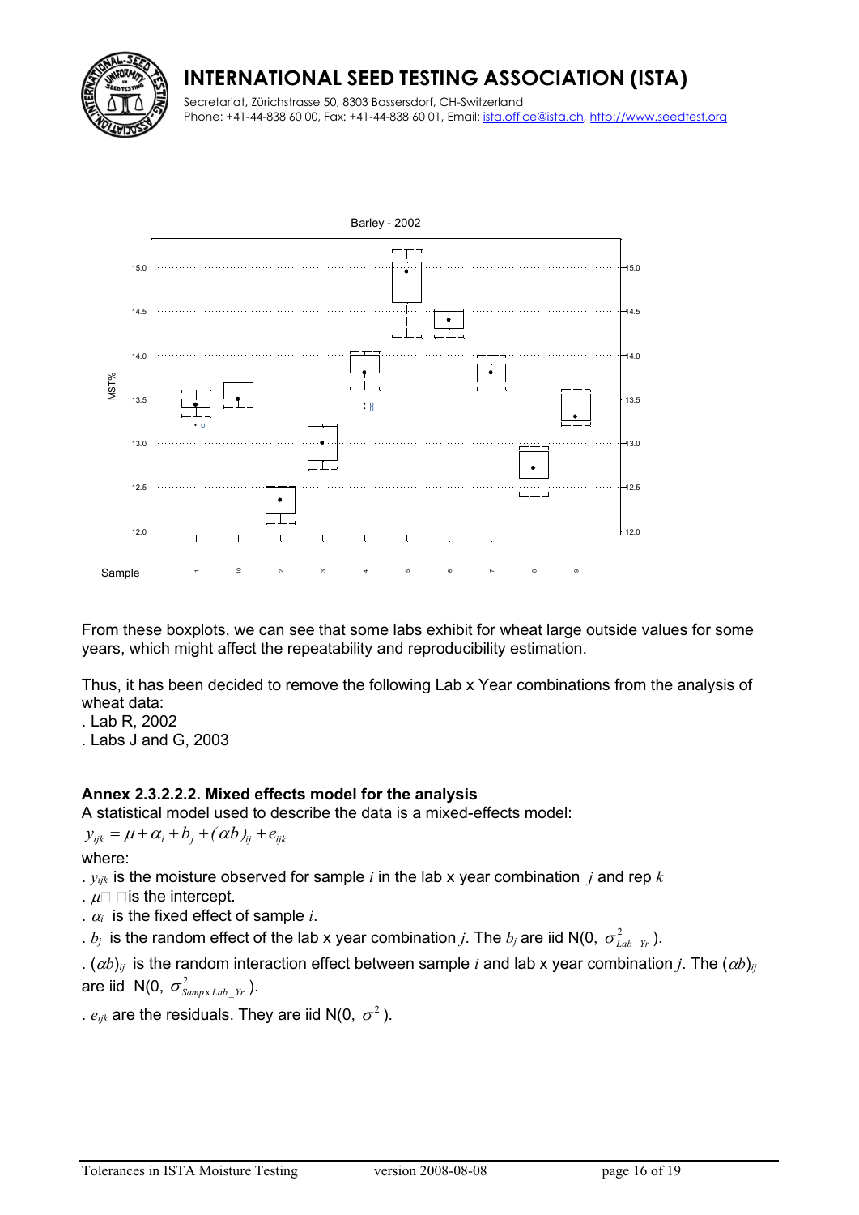From these boxplots, we can see that some labs exhibit for wheat large outside values for some years, which might affect the repeatability and reproducibility estimation.

Thus, it has been decided to remove the following Lab x Year combinations from the analysis of wheat data:

. Lab R, 2002

. Labs J and G, 2003

### Annex 2.3.2.2.2. Mixed effects model for the analysis

A statistical model used to describe the data is a mixed-effects model:

$$y_{ijk} = \mu + \alpha_i + b_j + (\alpha b)_{ij} + e_{ijk}$$

where:

. $y_{ijk}$ is the moisture observed for sample $i$ in the lab x year combination $j$ and rep $k$

. $\mu$ is the intercept.

. $\alpha_i$ is the fixed effect of sample $i$.

. $b_j$ is the random effect of the lab x year combination $j$. The $b_j$ are iid N(0, $\sigma^2_{Lab\_Yr}$).

. $(\alpha b)_{ij}$ is the random interaction effect between sample $i$ and lab x year combination $j$. The $(\alpha b)_{ij}$ are iid N(0, $\sigma^2_{Samp \times Lab\_Yr}$).

. $e_{ijk}$ are the residuals. They are iid N(0, $\sigma^2$).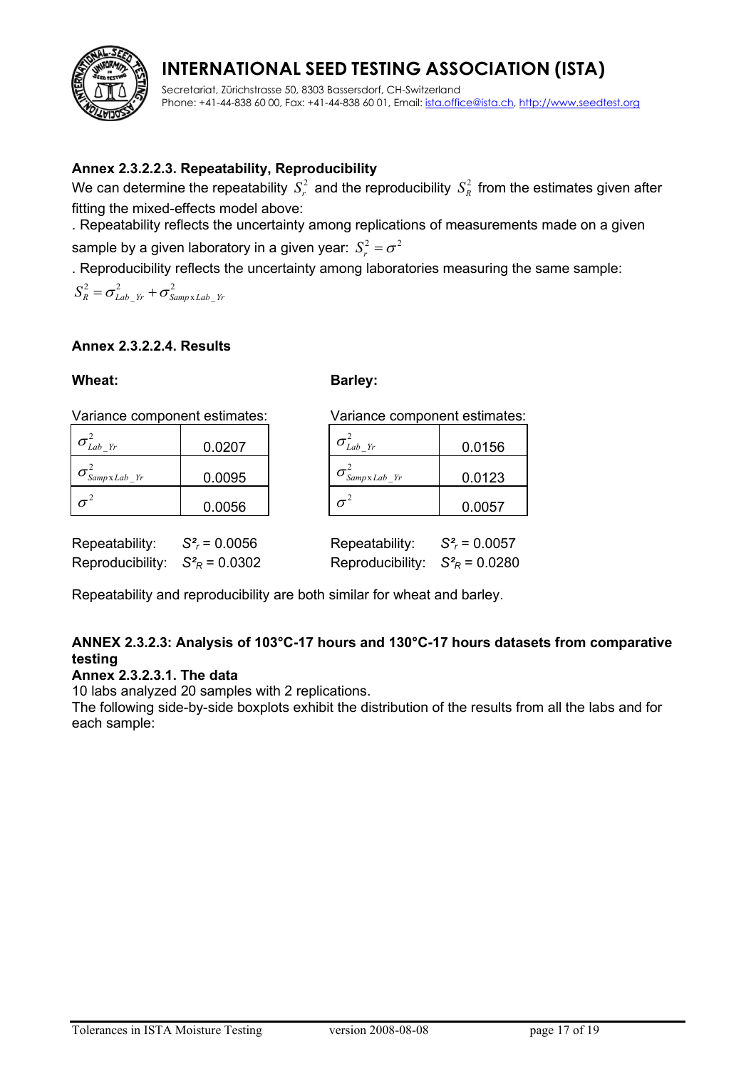### Annex 2.3.2.2.3. Repeatability, Reproducibility

We can determine the repeatability $S_r^2$ and the reproducibility $S_R^2$ from the estimates given after fitting the mixed-effects model above:

. Repeatability reflects the uncertainty among replications of measurements made on a given sample by a given laboratory in a given year: $S_r^2 = \sigma^2$

. Reproducibility reflects the uncertainty among laboratories measuring the same sample:

$S_R^2 = \sigma_{Lab\_Yr}^2 + \sigma_{Samp \times Lab\_Yr}^2$

### Annex 2.3.2.2.4. Results

**Wheat:**

Variance component estimates:

| | |
|---|---|
| $\sigma_{Lab\_Yr}^2$ | 0.0207 |
| $\sigma_{Samp \times Lab\_Yr}^2$ | 0.0095 |
| $\sigma^2$ | 0.0056 |

Repeatability: $S_r^2 = 0.0056$

Reproducibility: $S_R^2 = 0.0302$

**Barley:**

Variance component estimates:

| | |
|---|---|
| $\sigma_{Lab\_Yr}^2$ | 0.0156 |
| $\sigma_{Samp \times Lab\_Yr}^2$ | 0.0123 |
| $\sigma^2$ | 0.0057 |

Repeatability: $S_r^2 = 0.0057$

Reproducibility: $S_R^2 = 0.0280$

Repeatability and reproducibility are both similar for wheat and barley.

## ANNEX 2.3.2.3: Analysis of 103°C-17 hours and 130°C-17 hours datasets from comparative testing

### Annex 2.3.2.3.1. The data

10 labs analyzed 20 samples with 2 replications.

The following side-by-side boxplots exhibit the distribution of the results from all the labs and for each sample: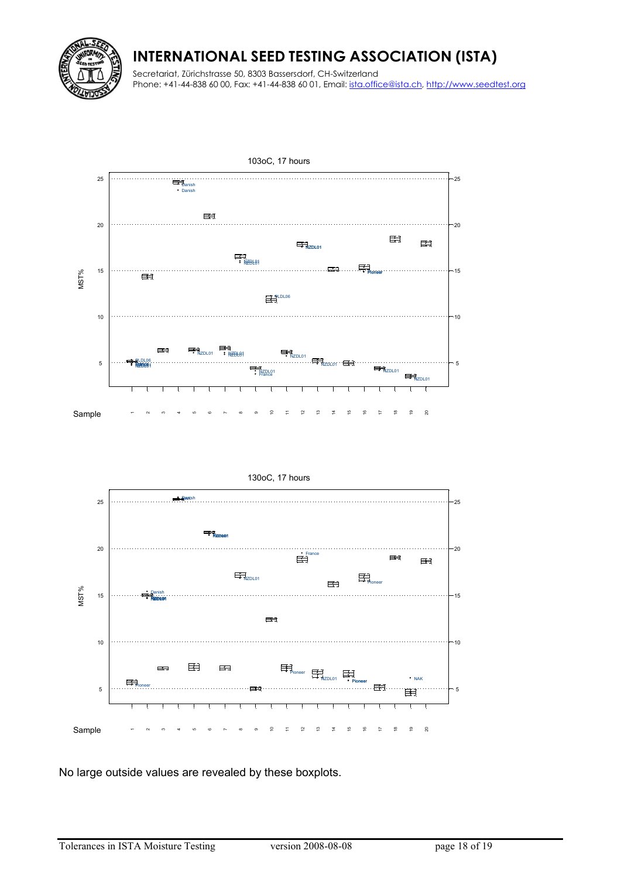103oC, 17 hours

130oC, 17 hours

No large outside values are revealed by these boxplots.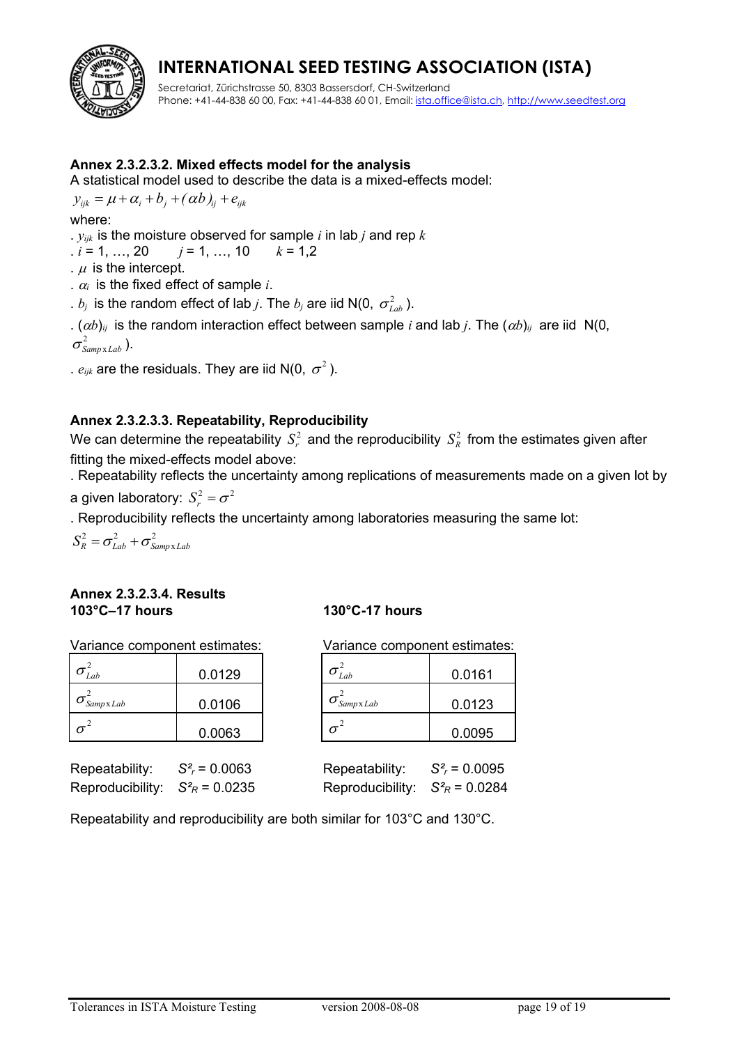### Annex 2.3.2.3.2. Mixed effects model for the analysis

A statistical model used to describe the data is a mixed-effects model:

$$y_{ijk} = \mu + \alpha_i + b_j + (\alpha b)_{ij} + e_{ijk}$$

where:

. $y_{ijk}$ is the moisture observed for sample $i$ in lab $j$ and rep $k$

. $i$ = 1, …, 20  $j$ = 1, …, 10  $k$ = 1,2

. $\mu$ is the intercept.

. $\alpha_i$ is the fixed effect of sample $i$.

. $b_j$ is the random effect of lab $j$. The $b_j$ are iid N(0, $\sigma^2_{Lab}$).

. $(\alpha b)_{ij}$ is the random interaction effect between sample $i$ and lab $j$. The $(\alpha b)_{ij}$ are iid N(0, $\sigma^2_{Samp\,x\,Lab}$).

. $e_{ijk}$ are the residuals. They are iid N(0, $\sigma^2$).

### Annex 2.3.2.3.3. Repeatability, Reproducibility

We can determine the repeatability $S_r^2$ and the reproducibility $S_R^2$ from the estimates given after fitting the mixed-effects model above:

. Repeatability reflects the uncertainty among replications of measurements made on a given lot by a given laboratory: $S_r^2 = \sigma^2$

. Reproducibility reflects the uncertainty among laboratories measuring the same lot:

$$S_R^2 = \sigma^2_{Lab} + \sigma^2_{Samp\,x\,Lab}$$

### Annex 2.3.2.3.4. Results

**103°C–17 hours**

Variance component estimates:

| | |
|---|---|
| $\sigma^2_{Lab}$ | 0.0129 |
| $\sigma^2_{Samp\,x\,Lab}$ | 0.0106 |
| $\sigma^2$ | 0.0063 |

Repeatability: $S_r^2$ = 0.0063
Reproducibility: $S_R^2$ = 0.0235

**130°C-17 hours**

Variance component estimates:

| | |
|---|---|
| $\sigma^2_{Lab}$ | 0.0161 |
| $\sigma^2_{Samp\,x\,Lab}$ | 0.0123 |
| $\sigma^2$ | 0.0095 |

Repeatability: $S_r^2$ = 0.0095
Reproducibility: $S_R^2$ = 0.0284

Repeatability and reproducibility are both similar for 103°C and 130°C.